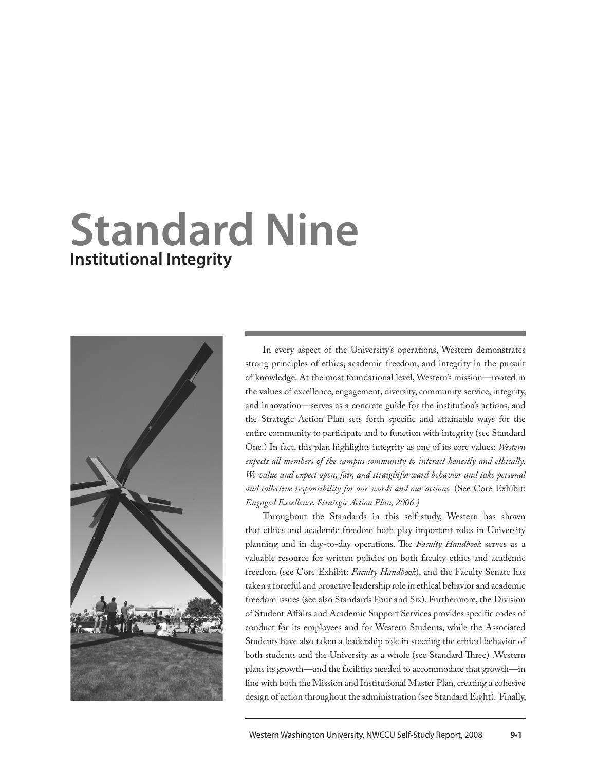# Standard Nine

## Institutional Integrity

In every aspect of the University's operations, Western demonstrates strong principles of ethics, academic freedom, and integrity in the pursuit of knowledge. At the most foundational level, Western's mission—rooted in the values of excellence, engagement, diversity, community service, integrity, and innovation—serves as a concrete guide for the institution's actions, and the Strategic Action Plan sets forth specific and attainable ways for the entire community to participate and to function with integrity (see Standard One.) In fact, this plan highlights integrity as one of its core values: *Western expects all members of the campus community to interact honestly and ethically. We value and expect open, fair, and straightforward behavior and take personal and collective responsibility for our words and our actions.* (See Core Exhibit: *Engaged Excellence, Strategic Action Plan, 2006.)*

Throughout the Standards in this self-study, Western has shown that ethics and academic freedom both play important roles in University planning and in day-to-day operations. The *Faculty Handbook* serves as a valuable resource for written policies on both faculty ethics and academic freedom (see Core Exhibit: *Faculty Handbook*), and the Faculty Senate has taken a forceful and proactive leadership role in ethical behavior and academic freedom issues (see also Standards Four and Six). Furthermore, the Division of Student Affairs and Academic Support Services provides specific codes of conduct for its employees and for Western Students, while the Associated Students have also taken a leadership role in steering the ethical behavior of both students and the University as a whole (see Standard Three) .Western plans its growth—and the facilities needed to accommodate that growth—in line with both the Mission and Institutional Master Plan, creating a cohesive design of action throughout the administration (see Standard Eight). Finally,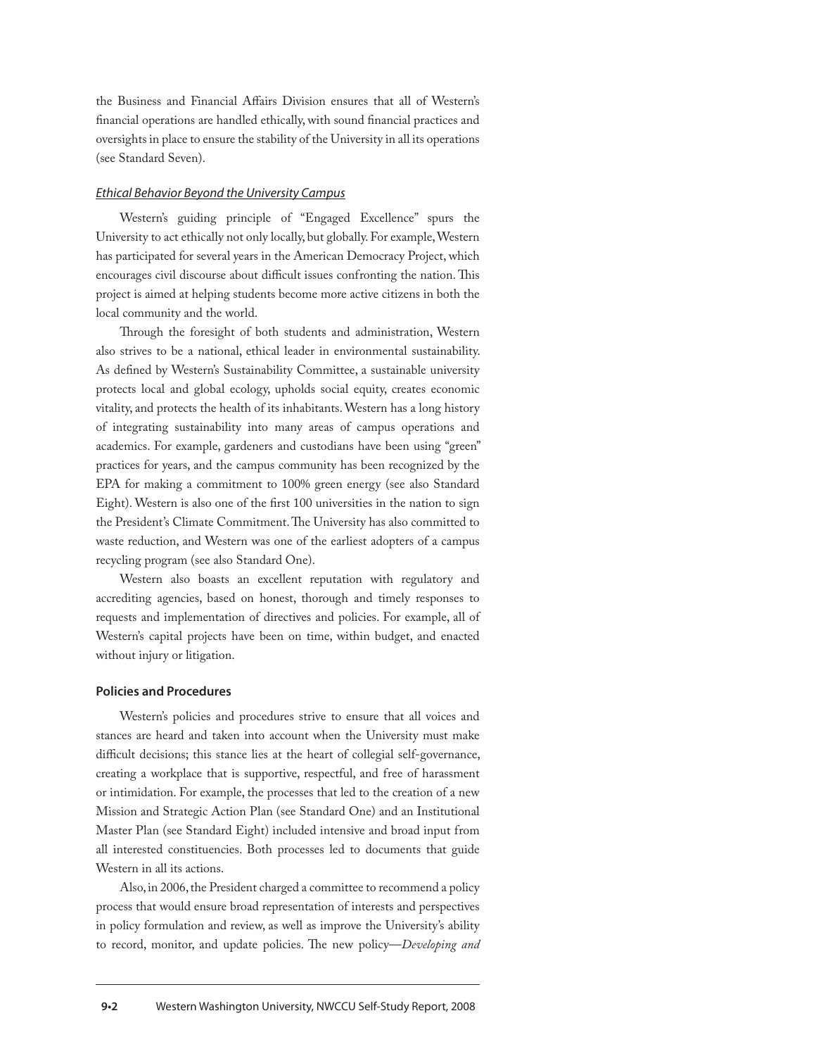the Business and Financial Affairs Division ensures that all of Western's financial operations are handled ethically, with sound financial practices and oversights in place to ensure the stability of the University in all its operations (see Standard Seven).

*Ethical Behavior Beyond the University Campus*

Western's guiding principle of "Engaged Excellence" spurs the University to act ethically not only locally, but globally. For example, Western has participated for several years in the American Democracy Project, which encourages civil discourse about difficult issues confronting the nation. This project is aimed at helping students become more active citizens in both the local community and the world.

Through the foresight of both students and administration, Western also strives to be a national, ethical leader in environmental sustainability. As defined by Western's Sustainability Committee, a sustainable university protects local and global ecology, upholds social equity, creates economic vitality, and protects the health of its inhabitants. Western has a long history of integrating sustainability into many areas of campus operations and academics. For example, gardeners and custodians have been using "green" practices for years, and the campus community has been recognized by the EPA for making a commitment to 100% green energy (see also Standard Eight). Western is also one of the first 100 universities in the nation to sign the President's Climate Commitment. The University has also committed to waste reduction, and Western was one of the earliest adopters of a campus recycling program (see also Standard One).

Western also boasts an excellent reputation with regulatory and accrediting agencies, based on honest, thorough and timely responses to requests and implementation of directives and policies. For example, all of Western's capital projects have been on time, within budget, and enacted without injury or litigation.

**Policies and Procedures**

Western's policies and procedures strive to ensure that all voices and stances are heard and taken into account when the University must make difficult decisions; this stance lies at the heart of collegial self-governance, creating a workplace that is supportive, respectful, and free of harassment or intimidation. For example, the processes that led to the creation of a new Mission and Strategic Action Plan (see Standard One) and an Institutional Master Plan (see Standard Eight) included intensive and broad input from all interested constituencies. Both processes led to documents that guide Western in all its actions.

Also, in 2006, the President charged a committee to recommend a policy process that would ensure broad representation of interests and perspectives in policy formulation and review, as well as improve the University's ability to record, monitor, and update policies. The new policy—*Developing and*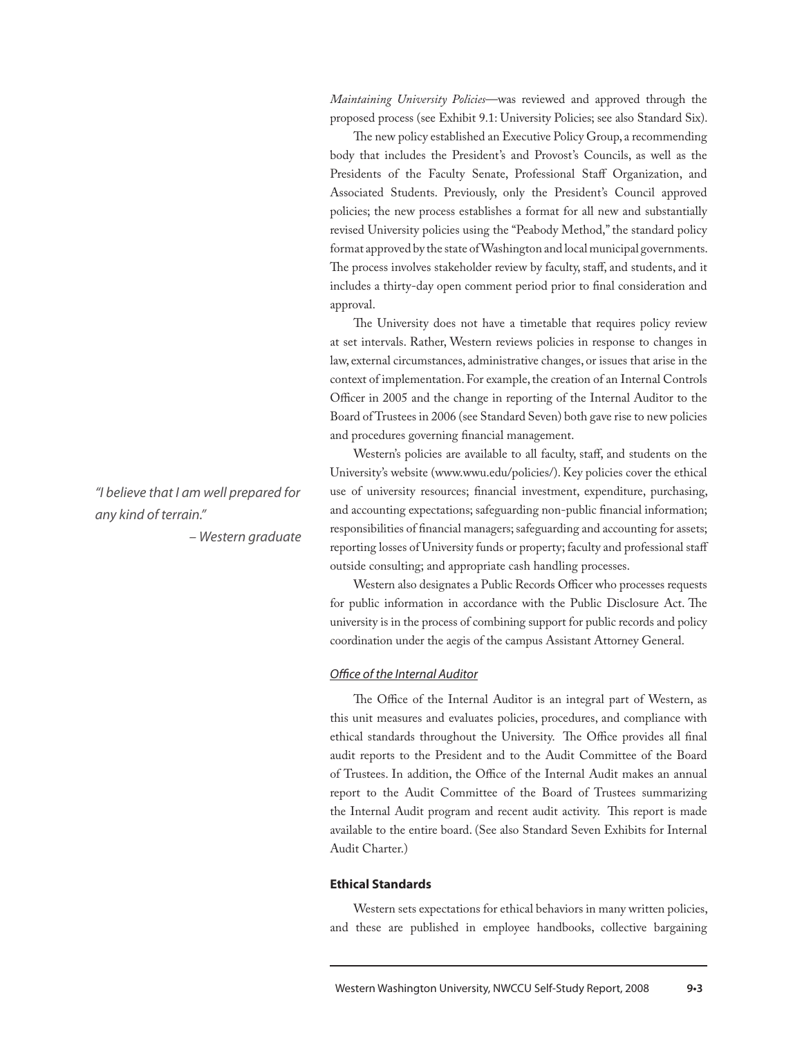*Maintaining University Policies*—was reviewed and approved through the proposed process (see Exhibit 9.1: University Policies; see also Standard Six).

The new policy established an Executive Policy Group, a recommending body that includes the President's and Provost's Councils, as well as the Presidents of the Faculty Senate, Professional Staff Organization, and Associated Students. Previously, only the President's Council approved policies; the new process establishes a format for all new and substantially revised University policies using the "Peabody Method," the standard policy format approved by the state of Washington and local municipal governments. The process involves stakeholder review by faculty, staff, and students, and it includes a thirty-day open comment period prior to final consideration and approval.

The University does not have a timetable that requires policy review at set intervals. Rather, Western reviews policies in response to changes in law, external circumstances, administrative changes, or issues that arise in the context of implementation. For example, the creation of an Internal Controls Officer in 2005 and the change in reporting of the Internal Auditor to the Board of Trustees in 2006 (see Standard Seven) both gave rise to new policies and procedures governing financial management.

*"I believe that I am well prepared for any kind of terrain."*
*– Western graduate*

Western's policies are available to all faculty, staff, and students on the University's website (www.wwu.edu/policies/). Key policies cover the ethical use of university resources; financial investment, expenditure, purchasing, and accounting expectations; safeguarding non-public financial information; responsibilities of financial managers; safeguarding and accounting for assets; reporting losses of University funds or property; faculty and professional staff outside consulting; and appropriate cash handling processes.

Western also designates a Public Records Officer who processes requests for public information in accordance with the Public Disclosure Act. The university is in the process of combining support for public records and policy coordination under the aegis of the campus Assistant Attorney General.

*Office of the Internal Auditor*

The Office of the Internal Auditor is an integral part of Western, as this unit measures and evaluates policies, procedures, and compliance with ethical standards throughout the University. The Office provides all final audit reports to the President and to the Audit Committee of the Board of Trustees. In addition, the Office of the Internal Audit makes an annual report to the Audit Committee of the Board of Trustees summarizing the Internal Audit program and recent audit activity. This report is made available to the entire board. (See also Standard Seven Exhibits for Internal Audit Charter.)

### Ethical Standards

Western sets expectations for ethical behaviors in many written policies, and these are published in employee handbooks, collective bargaining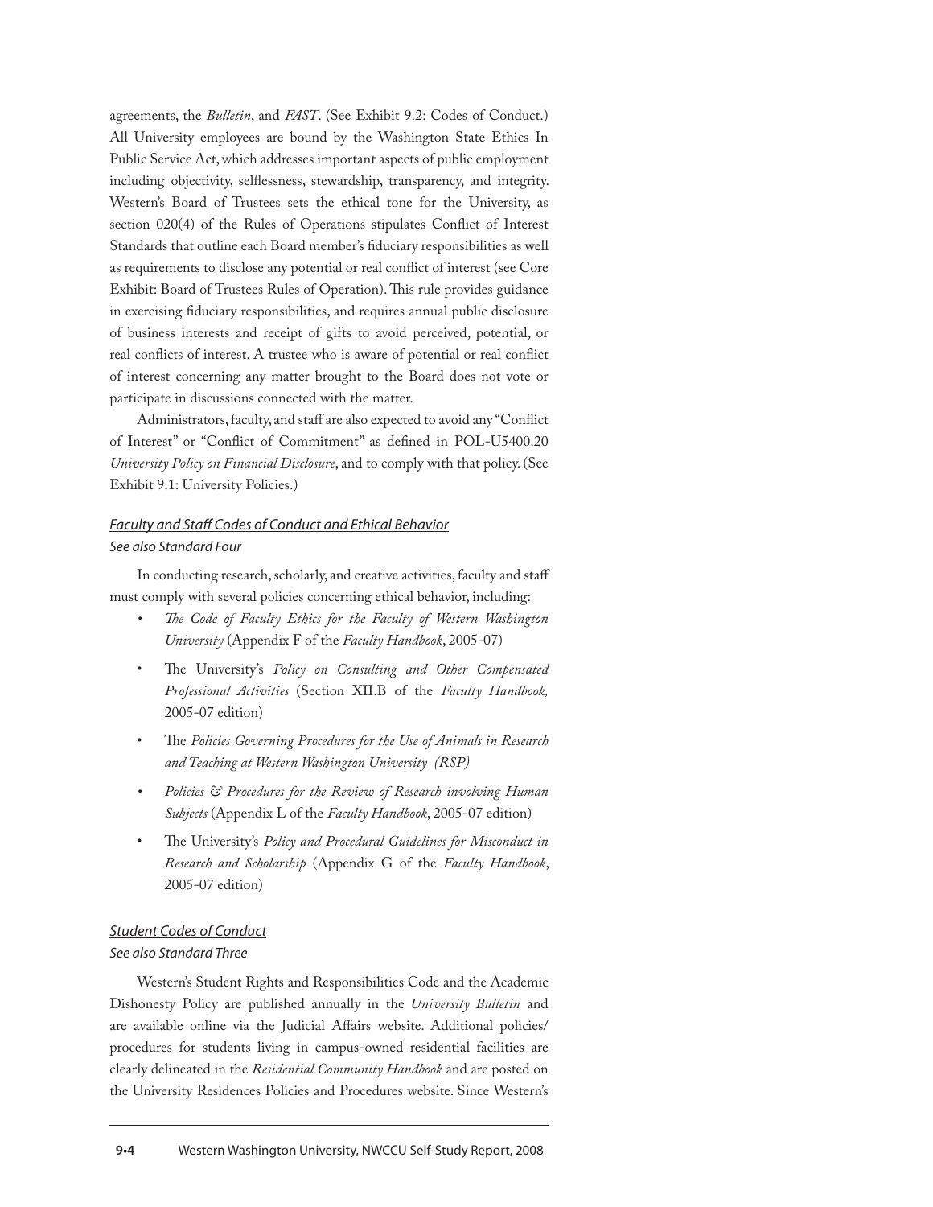agreements, the *Bulletin*, and *FAST*. (See Exhibit 9.2: Codes of Conduct.) All University employees are bound by the Washington State Ethics In Public Service Act, which addresses important aspects of public employment including objectivity, selflessness, stewardship, transparency, and integrity. Western's Board of Trustees sets the ethical tone for the University, as section 020(4) of the Rules of Operations stipulates Conflict of Interest Standards that outline each Board member's fiduciary responsibilities as well as requirements to disclose any potential or real conflict of interest (see Core Exhibit: Board of Trustees Rules of Operation). This rule provides guidance in exercising fiduciary responsibilities, and requires annual public disclosure of business interests and receipt of gifts to avoid perceived, potential, or real conflicts of interest. A trustee who is aware of potential or real conflict of interest concerning any matter brought to the Board does not vote or participate in discussions connected with the matter.

Administrators, faculty, and staff are also expected to avoid any "Conflict of Interest" or "Conflict of Commitment" as defined in POL-U5400.20 *University Policy on Financial Disclosure*, and to comply with that policy. (See Exhibit 9.1: University Policies.)

### *Faculty and Staff Codes of Conduct and Ethical Behavior*

*See also Standard Four*

In conducting research, scholarly, and creative activities, faculty and staff must comply with several policies concerning ethical behavior, including:

- *The Code of Faculty Ethics for the Faculty of Western Washington University* (Appendix F of the *Faculty Handbook*, 2005-07)
- The University's *Policy on Consulting and Other Compensated Professional Activities* (Section XII.B of the *Faculty Handbook,* 2005-07 edition)
- The *Policies Governing Procedures for the Use of Animals in Research and Teaching at Western Washington University (RSP)*
- *Policies & Procedures for the Review of Research involving Human Subjects* (Appendix L of the *Faculty Handbook*, 2005-07 edition)
- The University's *Policy and Procedural Guidelines for Misconduct in Research and Scholarship* (Appendix G of the *Faculty Handbook*, 2005-07 edition)

### *Student Codes of Conduct*

*See also Standard Three*

Western's Student Rights and Responsibilities Code and the Academic Dishonesty Policy are published annually in the *University Bulletin* and are available online via the Judicial Affairs website. Additional policies/procedures for students living in campus-owned residential facilities are clearly delineated in the *Residential Community Handbook* and are posted on the University Residences Policies and Procedures website. Since Western's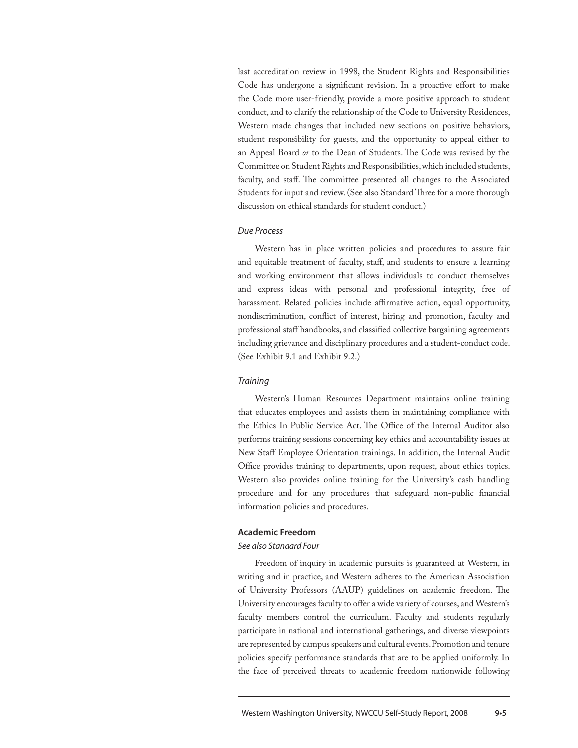last accreditation review in 1998, the Student Rights and Responsibilities Code has undergone a significant revision. In a proactive effort to make the Code more user-friendly, provide a more positive approach to student conduct, and to clarify the relationship of the Code to University Residences, Western made changes that included new sections on positive behaviors, student responsibility for guests, and the opportunity to appeal either to an Appeal Board *or* to the Dean of Students. The Code was revised by the Committee on Student Rights and Responsibilities, which included students, faculty, and staff. The committee presented all changes to the Associated Students for input and review. (See also Standard Three for a more thorough discussion on ethical standards for student conduct.)

*Due Process*

Western has in place written policies and procedures to assure fair and equitable treatment of faculty, staff, and students to ensure a learning and working environment that allows individuals to conduct themselves and express ideas with personal and professional integrity, free of harassment. Related policies include affirmative action, equal opportunity, nondiscrimination, conflict of interest, hiring and promotion, faculty and professional staff handbooks, and classified collective bargaining agreements including grievance and disciplinary procedures and a student-conduct code. (See Exhibit 9.1 and Exhibit 9.2.)

*Training*

Western's Human Resources Department maintains online training that educates employees and assists them in maintaining compliance with the Ethics In Public Service Act. The Office of the Internal Auditor also performs training sessions concerning key ethics and accountability issues at New Staff Employee Orientation trainings. In addition, the Internal Audit Office provides training to departments, upon request, about ethics topics. Western also provides online training for the University's cash handling procedure and for any procedures that safeguard non-public financial information policies and procedures.

### Academic Freedom

*See also Standard Four*

Freedom of inquiry in academic pursuits is guaranteed at Western, in writing and in practice, and Western adheres to the American Association of University Professors (AAUP) guidelines on academic freedom. The University encourages faculty to offer a wide variety of courses, and Western's faculty members control the curriculum. Faculty and students regularly participate in national and international gatherings, and diverse viewpoints are represented by campus speakers and cultural events. Promotion and tenure policies specify performance standards that are to be applied uniformly. In the face of perceived threats to academic freedom nationwide following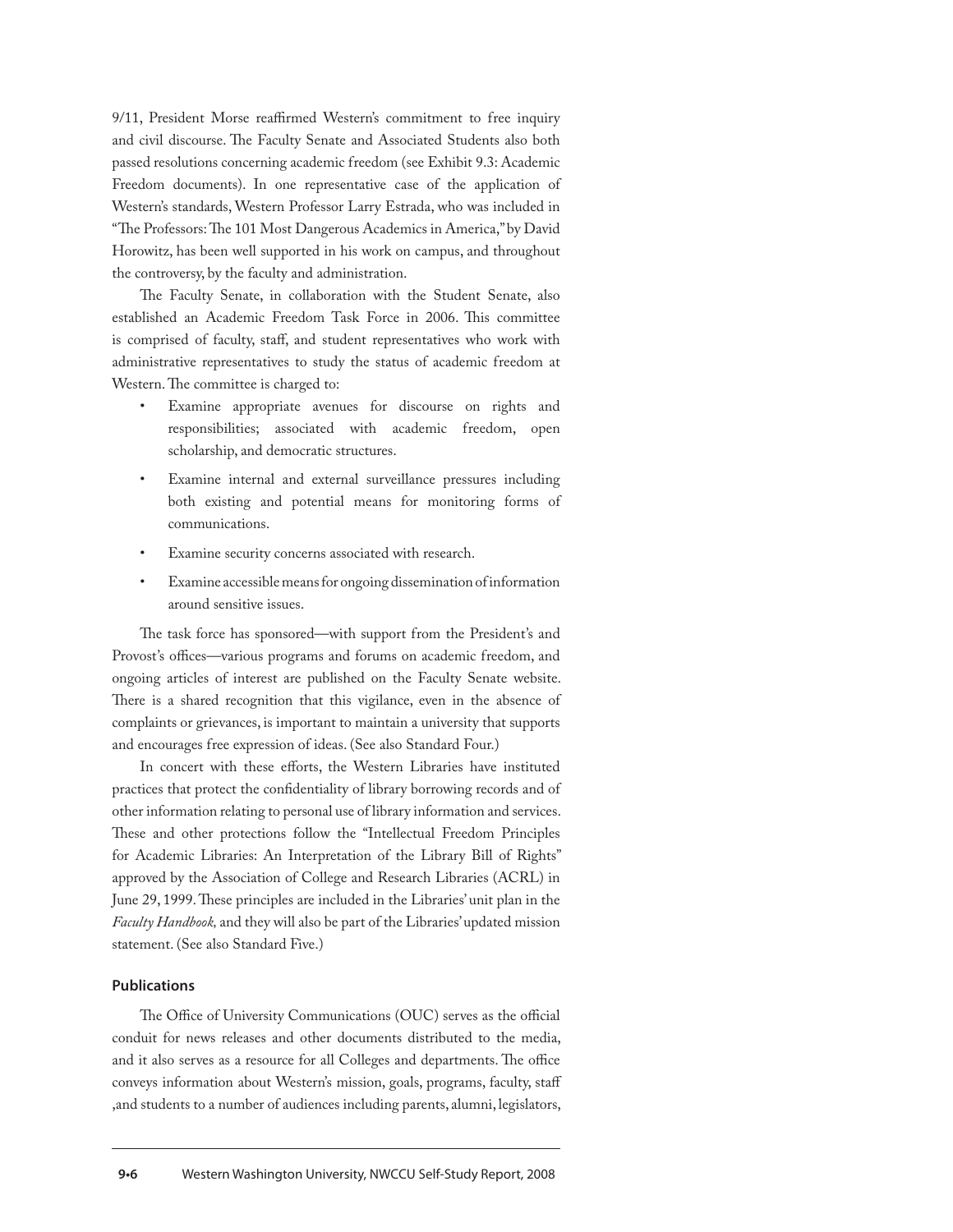9/11, President Morse reaffirmed Western's commitment to free inquiry and civil discourse. The Faculty Senate and Associated Students also both passed resolutions concerning academic freedom (see Exhibit 9.3: Academic Freedom documents). In one representative case of the application of Western's standards, Western Professor Larry Estrada, who was included in "The Professors: The 101 Most Dangerous Academics in America," by David Horowitz, has been well supported in his work on campus, and throughout the controversy, by the faculty and administration.

The Faculty Senate, in collaboration with the Student Senate, also established an Academic Freedom Task Force in 2006. This committee is comprised of faculty, staff, and student representatives who work with administrative representatives to study the status of academic freedom at Western. The committee is charged to:

- Examine appropriate avenues for discourse on rights and responsibilities; associated with academic freedom, open scholarship, and democratic structures.
- Examine internal and external surveillance pressures including both existing and potential means for monitoring forms of communications.
- Examine security concerns associated with research.
- Examine accessible means for ongoing dissemination of information around sensitive issues.

The task force has sponsored—with support from the President's and Provost's offices—various programs and forums on academic freedom, and ongoing articles of interest are published on the Faculty Senate website. There is a shared recognition that this vigilance, even in the absence of complaints or grievances, is important to maintain a university that supports and encourages free expression of ideas. (See also Standard Four.)

In concert with these efforts, the Western Libraries have instituted practices that protect the confidentiality of library borrowing records and of other information relating to personal use of library information and services. These and other protections follow the "Intellectual Freedom Principles for Academic Libraries: An Interpretation of the Library Bill of Rights" approved by the Association of College and Research Libraries (ACRL) in June 29, 1999. These principles are included in the Libraries' unit plan in the *Faculty Handbook,* and they will also be part of the Libraries' updated mission statement. (See also Standard Five.)

### Publications

The Office of University Communications (OUC) serves as the official conduit for news releases and other documents distributed to the media, and it also serves as a resource for all Colleges and departments. The office conveys information about Western's mission, goals, programs, faculty, staff ,and students to a number of audiences including parents, alumni, legislators,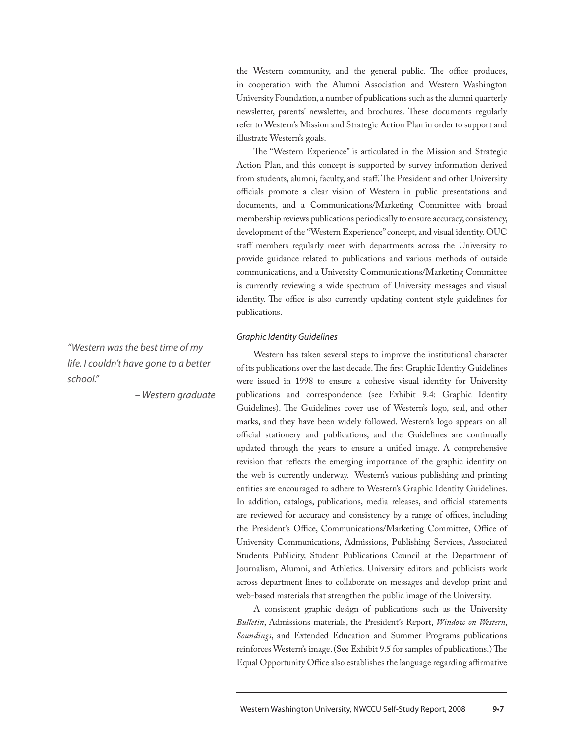the Western community, and the general public. The office produces, in cooperation with the Alumni Association and Western Washington University Foundation, a number of publications such as the alumni quarterly newsletter, parents' newsletter, and brochures. These documents regularly refer to Western's Mission and Strategic Action Plan in order to support and illustrate Western's goals.

The "Western Experience" is articulated in the Mission and Strategic Action Plan, and this concept is supported by survey information derived from students, alumni, faculty, and staff. The President and other University officials promote a clear vision of Western in public presentations and documents, and a Communications/Marketing Committee with broad membership reviews publications periodically to ensure accuracy, consistency, development of the "Western Experience" concept, and visual identity. OUC staff members regularly meet with departments across the University to provide guidance related to publications and various methods of outside communications, and a University Communications/Marketing Committee is currently reviewing a wide spectrum of University messages and visual identity. The office is also currently updating content style guidelines for publications.

*"Western was the best time of my life. I couldn't have gone to a better school."*

*– Western graduate*

#### *Graphic Identity Guidelines*

Western has taken several steps to improve the institutional character of its publications over the last decade. The first Graphic Identity Guidelines were issued in 1998 to ensure a cohesive visual identity for University publications and correspondence (see Exhibit 9.4: Graphic Identity Guidelines). The Guidelines cover use of Western's logo, seal, and other marks, and they have been widely followed. Western's logo appears on all official stationery and publications, and the Guidelines are continually updated through the years to ensure a unified image. A comprehensive revision that reflects the emerging importance of the graphic identity on the web is currently underway. Western's various publishing and printing entities are encouraged to adhere to Western's Graphic Identity Guidelines. In addition, catalogs, publications, media releases, and official statements are reviewed for accuracy and consistency by a range of offices, including the President's Office, Communications/Marketing Committee, Office of University Communications, Admissions, Publishing Services, Associated Students Publicity, Student Publications Council at the Department of Journalism, Alumni, and Athletics. University editors and publicists work across department lines to collaborate on messages and develop print and web-based materials that strengthen the public image of the University.

A consistent graphic design of publications such as the University *Bulletin*, Admissions materials, the President's Report, *Window on Western*, *Soundings*, and Extended Education and Summer Programs publications reinforces Western's image. (See Exhibit 9.5 for samples of publications.) The Equal Opportunity Office also establishes the language regarding affirmative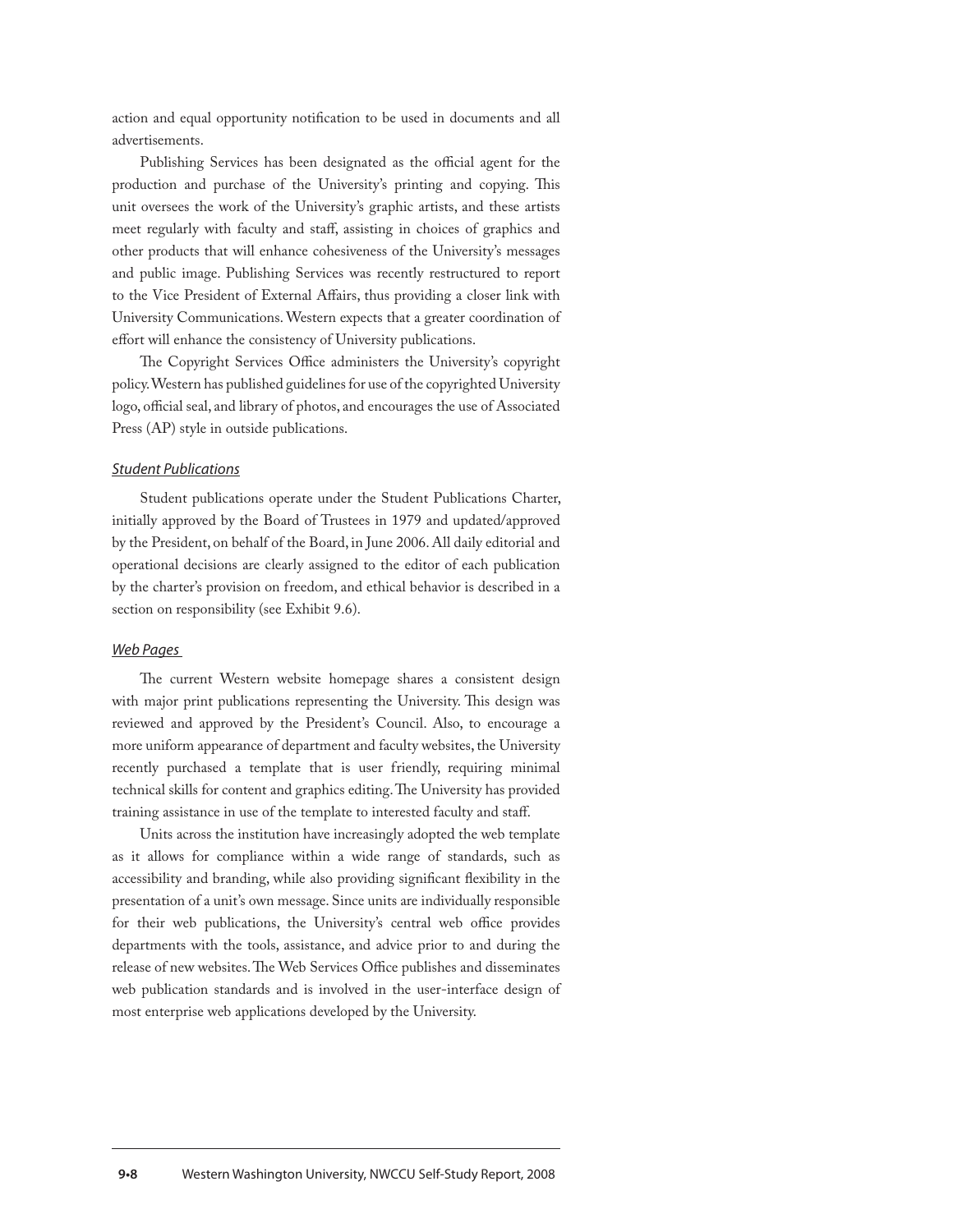action and equal opportunity notification to be used in documents and all advertisements.

Publishing Services has been designated as the official agent for the production and purchase of the University's printing and copying. This unit oversees the work of the University's graphic artists, and these artists meet regularly with faculty and staff, assisting in choices of graphics and other products that will enhance cohesiveness of the University's messages and public image. Publishing Services was recently restructured to report to the Vice President of External Affairs, thus providing a closer link with University Communications. Western expects that a greater coordination of effort will enhance the consistency of University publications.

The Copyright Services Office administers the University's copyright policy. Western has published guidelines for use of the copyrighted University logo, official seal, and library of photos, and encourages the use of Associated Press (AP) style in outside publications.

#### *Student Publications*

Student publications operate under the Student Publications Charter, initially approved by the Board of Trustees in 1979 and updated/approved by the President, on behalf of the Board, in June 2006. All daily editorial and operational decisions are clearly assigned to the editor of each publication by the charter's provision on freedom, and ethical behavior is described in a section on responsibility (see Exhibit 9.6).

#### *Web Pages*

The current Western website homepage shares a consistent design with major print publications representing the University. This design was reviewed and approved by the President's Council. Also, to encourage a more uniform appearance of department and faculty websites, the University recently purchased a template that is user friendly, requiring minimal technical skills for content and graphics editing. The University has provided training assistance in use of the template to interested faculty and staff.

Units across the institution have increasingly adopted the web template as it allows for compliance within a wide range of standards, such as accessibility and branding, while also providing significant flexibility in the presentation of a unit's own message. Since units are individually responsible for their web publications, the University's central web office provides departments with the tools, assistance, and advice prior to and during the release of new websites. The Web Services Office publishes and disseminates web publication standards and is involved in the user-interface design of most enterprise web applications developed by the University.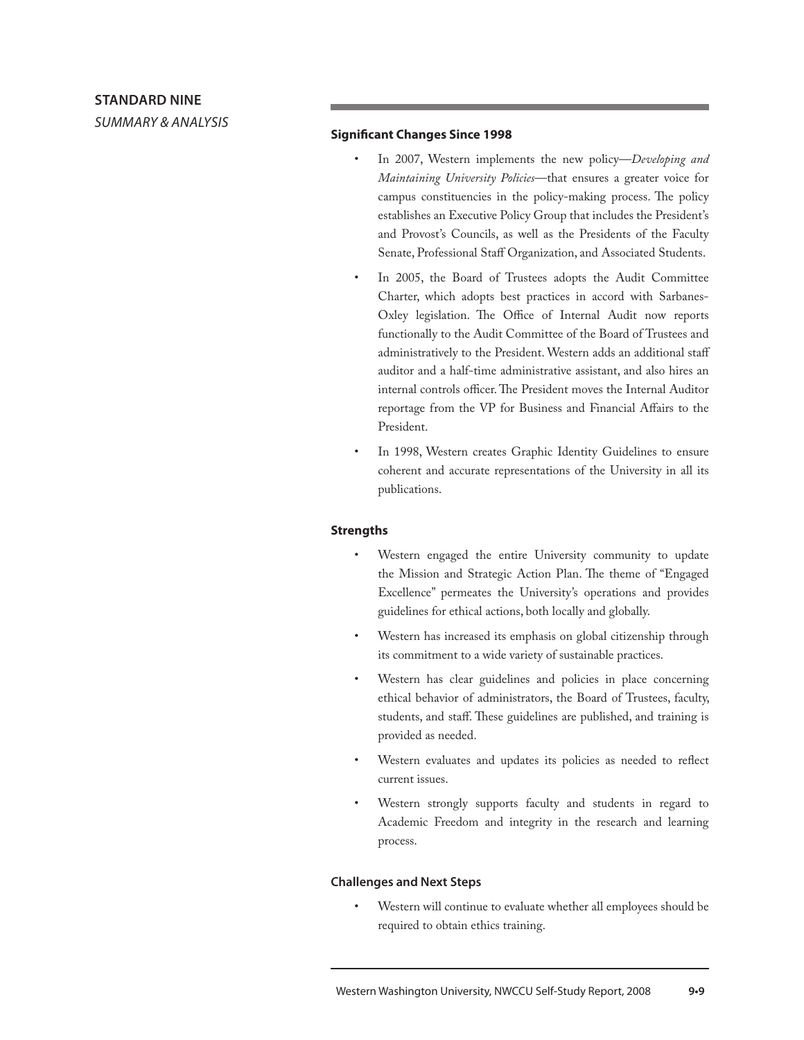## STANDARD NINE

*SUMMARY & ANALYSIS*

### Significant Changes Since 1998

- In 2007, Western implements the new policy—*Developing and Maintaining University Policies*—that ensures a greater voice for campus constituencies in the policy-making process. The policy establishes an Executive Policy Group that includes the President's and Provost's Councils, as well as the Presidents of the Faculty Senate, Professional Staff Organization, and Associated Students.
- In 2005, the Board of Trustees adopts the Audit Committee Charter, which adopts best practices in accord with Sarbanes-Oxley legislation. The Office of Internal Audit now reports functionally to the Audit Committee of the Board of Trustees and administratively to the President. Western adds an additional staff auditor and a half-time administrative assistant, and also hires an internal controls officer. The President moves the Internal Auditor reportage from the VP for Business and Financial Affairs to the President.
- In 1998, Western creates Graphic Identity Guidelines to ensure coherent and accurate representations of the University in all its publications.

### Strengths

- Western engaged the entire University community to update the Mission and Strategic Action Plan. The theme of "Engaged Excellence" permeates the University's operations and provides guidelines for ethical actions, both locally and globally.
- Western has increased its emphasis on global citizenship through its commitment to a wide variety of sustainable practices.
- Western has clear guidelines and policies in place concerning ethical behavior of administrators, the Board of Trustees, faculty, students, and staff. These guidelines are published, and training is provided as needed.
- Western evaluates and updates its policies as needed to reflect current issues.
- Western strongly supports faculty and students in regard to Academic Freedom and integrity in the research and learning process.

### Challenges and Next Steps

- Western will continue to evaluate whether all employees should be required to obtain ethics training.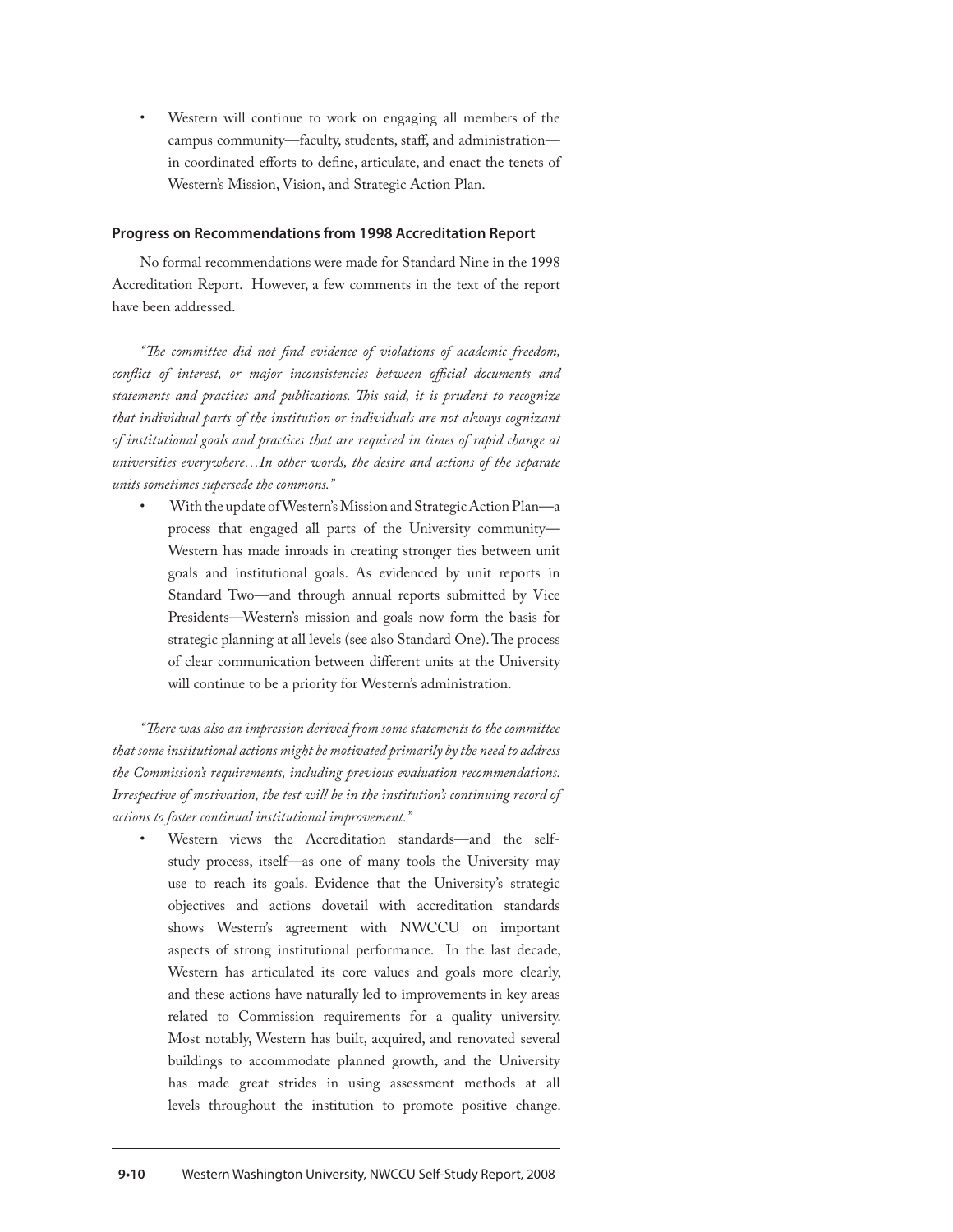- Western will continue to work on engaging all members of the campus community—faculty, students, staff, and administration—in coordinated efforts to define, articulate, and enact the tenets of Western's Mission, Vision, and Strategic Action Plan.

#### Progress on Recommendations from 1998 Accreditation Report

No formal recommendations were made for Standard Nine in the 1998 Accreditation Report. However, a few comments in the text of the report have been addressed.

*"The committee did not find evidence of violations of academic freedom, conflict of interest, or major inconsistencies between official documents and statements and practices and publications. This said, it is prudent to recognize that individual parts of the institution or individuals are not always cognizant of institutional goals and practices that are required in times of rapid change at universities everywhere…In other words, the desire and actions of the separate units sometimes supersede the commons."*

- With the update of Western's Mission and Strategic Action Plan—a process that engaged all parts of the University community—Western has made inroads in creating stronger ties between unit goals and institutional goals. As evidenced by unit reports in Standard Two—and through annual reports submitted by Vice Presidents—Western's mission and goals now form the basis for strategic planning at all levels (see also Standard One). The process of clear communication between different units at the University will continue to be a priority for Western's administration.

*"There was also an impression derived from some statements to the committee that some institutional actions might be motivated primarily by the need to address the Commission's requirements, including previous evaluation recommendations. Irrespective of motivation, the test will be in the institution's continuing record of actions to foster continual institutional improvement."*

- Western views the Accreditation standards—and the self-study process, itself—as one of many tools the University may use to reach its goals. Evidence that the University's strategic objectives and actions dovetail with accreditation standards shows Western's agreement with NWCCU on important aspects of strong institutional performance. In the last decade, Western has articulated its core values and goals more clearly, and these actions have naturally led to improvements in key areas related to Commission requirements for a quality university. Most notably, Western has built, acquired, and renovated several buildings to accommodate planned growth, and the University has made great strides in using assessment methods at all levels throughout the institution to promote positive change.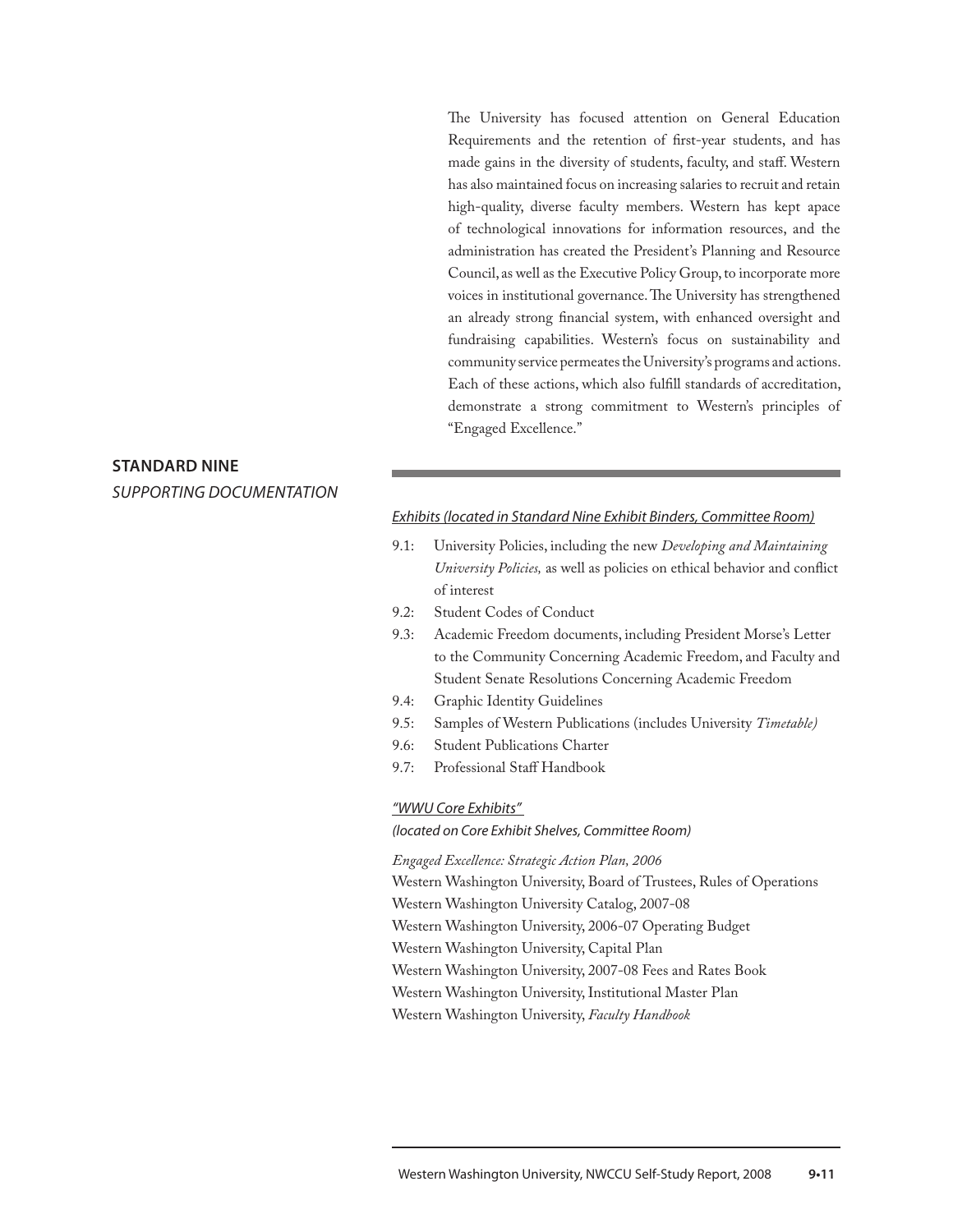The University has focused attention on General Education Requirements and the retention of first-year students, and has made gains in the diversity of students, faculty, and staff. Western has also maintained focus on increasing salaries to recruit and retain high-quality, diverse faculty members. Western has kept apace of technological innovations for information resources, and the administration has created the President's Planning and Resource Council, as well as the Executive Policy Group, to incorporate more voices in institutional governance. The University has strengthened an already strong financial system, with enhanced oversight and fundraising capabilities. Western's focus on sustainability and community service permeates the University's programs and actions. Each of these actions, which also fulfill standards of accreditation, demonstrate a strong commitment to Western's principles of "Engaged Excellence."

## STANDARD NINE

*SUPPORTING DOCUMENTATION*

*Exhibits (located in Standard Nine Exhibit Binders, Committee Room)*

- 9.1: University Policies, including the new *Developing and Maintaining University Policies,* as well as policies on ethical behavior and conflict of interest
- 9.2: Student Codes of Conduct
- 9.3: Academic Freedom documents, including President Morse's Letter to the Community Concerning Academic Freedom, and Faculty and Student Senate Resolutions Concerning Academic Freedom
- 9.4: Graphic Identity Guidelines
- 9.5: Samples of Western Publications (includes University *Timetable)*
- 9.6: Student Publications Charter
- 9.7: Professional Staff Handbook

*"WWU Core Exhibits"*

*(located on Core Exhibit Shelves, Committee Room)*

*Engaged Excellence: Strategic Action Plan, 2006*

Western Washington University, Board of Trustees, Rules of Operations

Western Washington University Catalog, 2007-08

Western Washington University, 2006-07 Operating Budget

Western Washington University, Capital Plan

Western Washington University, 2007-08 Fees and Rates Book

Western Washington University, Institutional Master Plan

Western Washington University, *Faculty Handbook*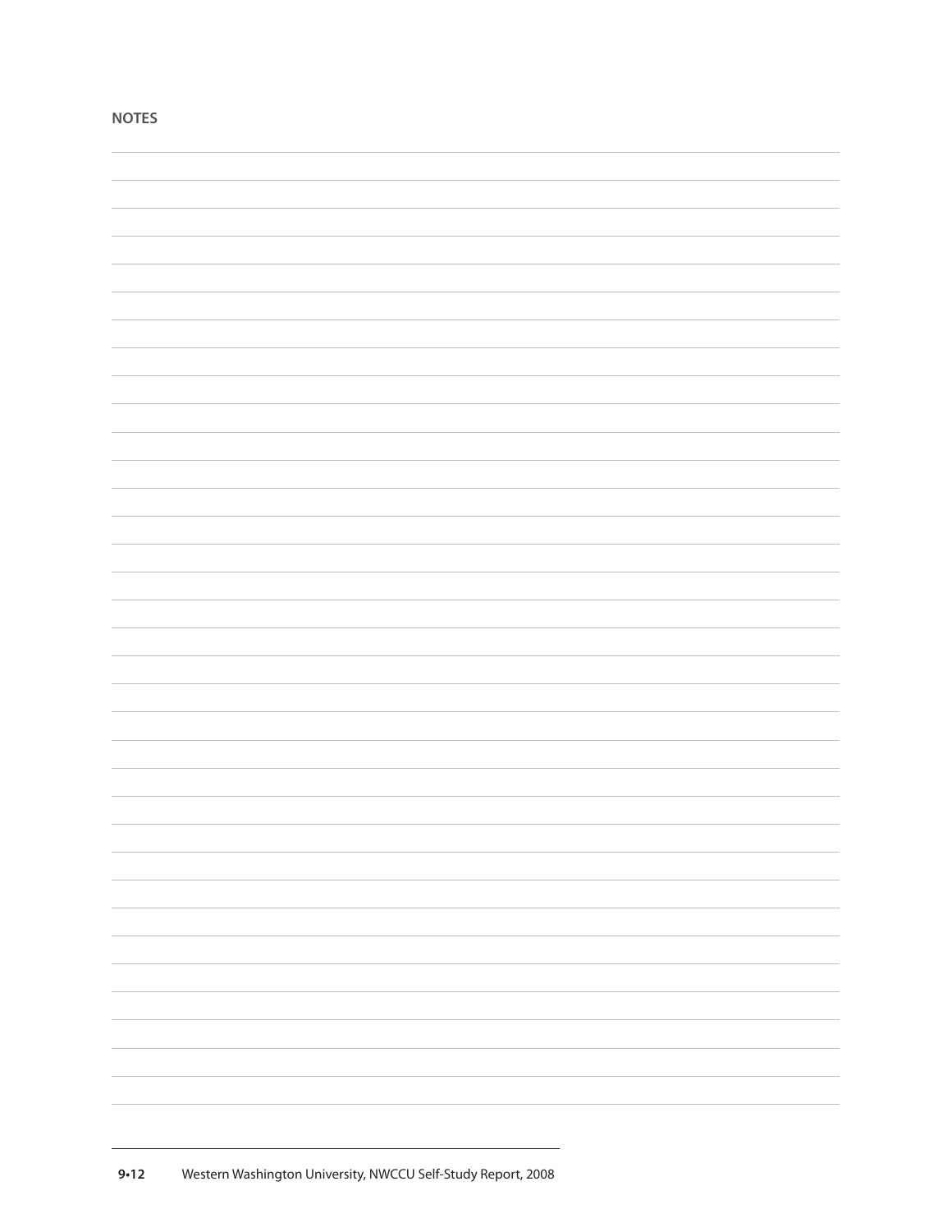**NOTES**